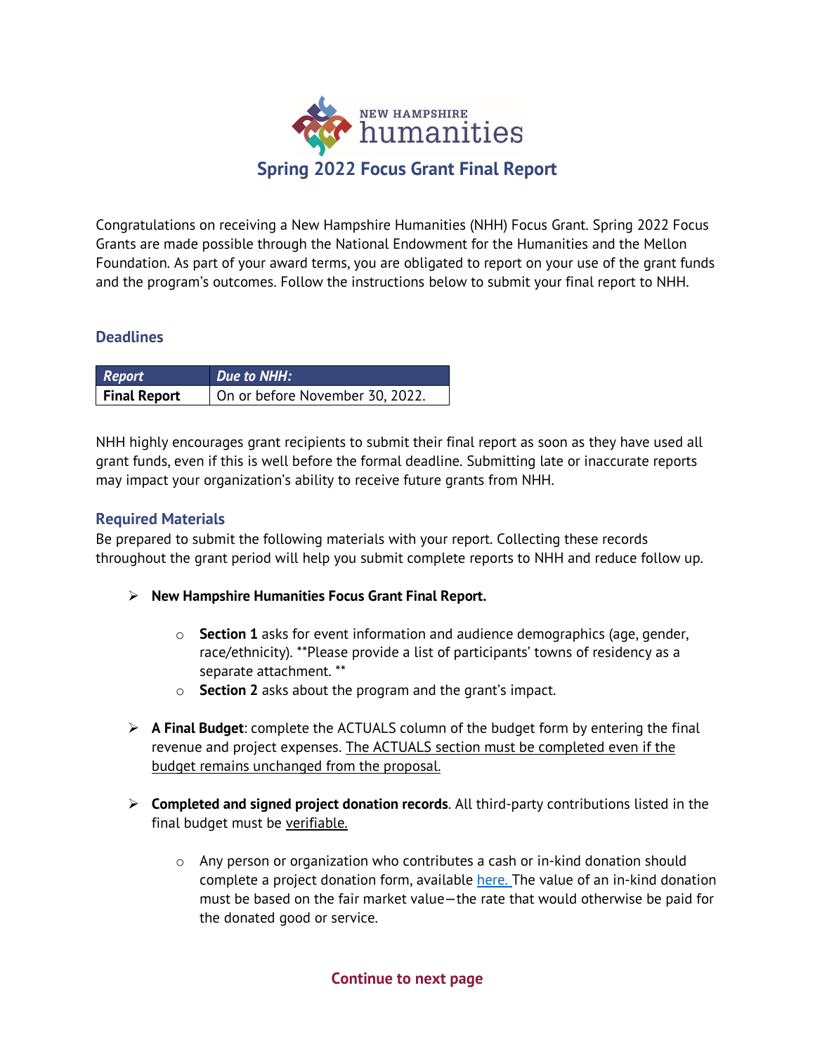NEW HAMPSHIRE humanities

# Spring 2022 Focus Grant Final Report

Congratulations on receiving a New Hampshire Humanities (NHH) Focus Grant. Spring 2022 Focus Grants are made possible through the National Endowment for the Humanities and the Mellon Foundation. As part of your award terms, you are obligated to report on your use of the grant funds and the program's outcomes. Follow the instructions below to submit your final report to NHH.

## Deadlines

| *Report* | *Due to NHH:* |
|---|---|
| **Final Report** | On or before November 30, 2022. |

NHH highly encourages grant recipients to submit their final report as soon as they have used all grant funds, even if this is well before the formal deadline. Submitting late or inaccurate reports may impact your organization's ability to receive future grants from NHH.

## Required Materials

Be prepared to submit the following materials with your report. Collecting these records throughout the grant period will help you submit complete reports to NHH and reduce follow up.

- **New Hampshire Humanities Focus Grant Final Report.**
  - **Section 1** asks for event information and audience demographics (age, gender, race/ethnicity). **Please provide a list of participants' towns of residency as a separate attachment. **
  - **Section 2** asks about the program and the grant's impact.
- **A Final Budget**: complete the ACTUALS column of the budget form by entering the final revenue and project expenses. <u>The ACTUALS section must be completed even if the budget remains unchanged from the proposal.</u>
- **Completed and signed project donation records**. All third-party contributions listed in the final budget must be <u>verifiable.</u>
  - Any person or organization who contributes a cash or in-kind donation should complete a project donation form, available [here.](here) The value of an in-kind donation must be based on the fair market value—the rate that would otherwise be paid for the donated good or service.

**Continue to next page**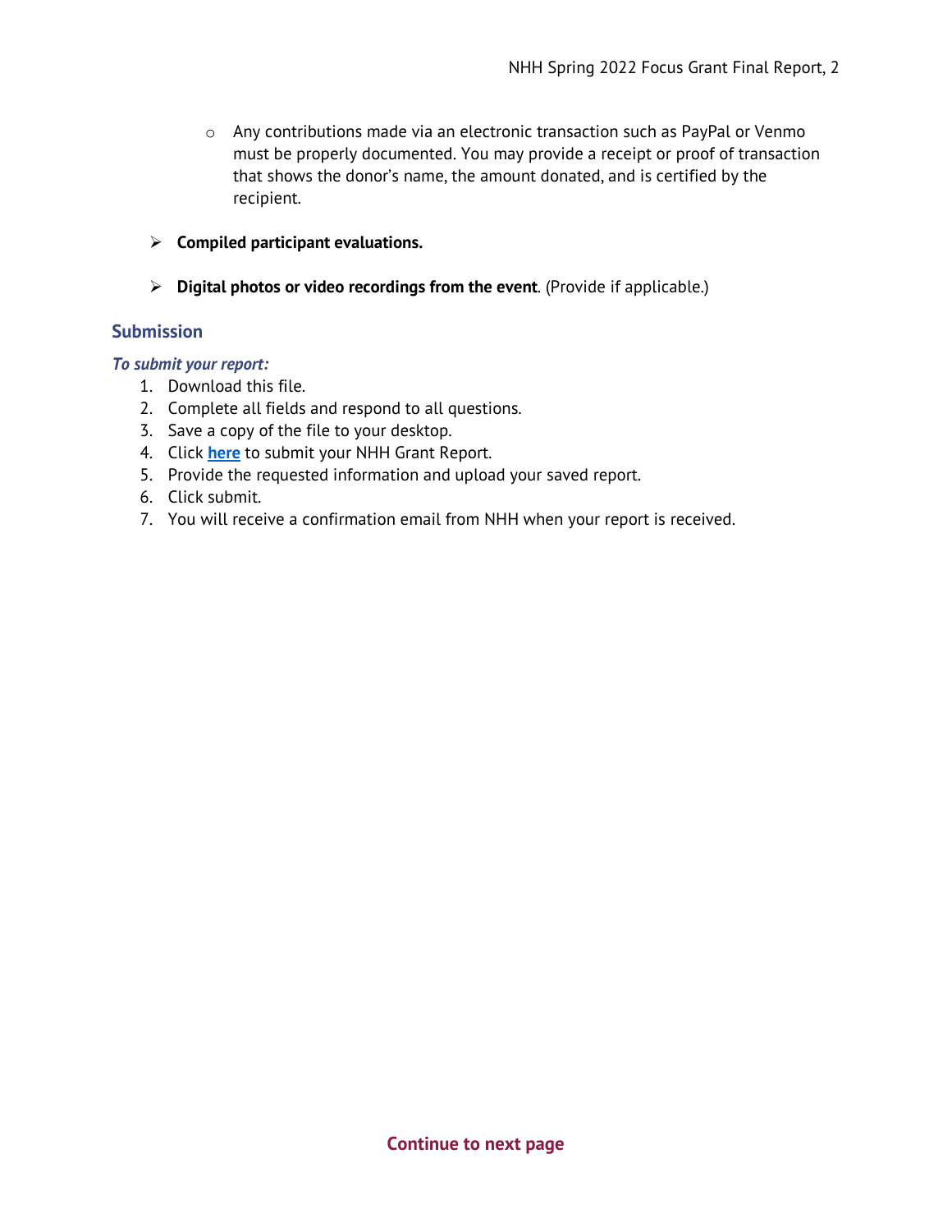- Any contributions made via an electronic transaction such as PayPal or Venmo must be properly documented. You may provide a receipt or proof of transaction that shows the donor's name, the amount donated, and is certified by the recipient.

- **Compiled participant evaluations.**

- **Digital photos or video recordings from the event**. (Provide if applicable.)

## Submission

***To submit your report:***

1. Download this file.
2. Complete all fields and respond to all questions.
3. Save a copy of the file to your desktop.
4. Click **here** to submit your NHH Grant Report.
5. Provide the requested information and upload your saved report.
6. Click submit.
7. You will receive a confirmation email from NHH when your report is received.

**Continue to next page**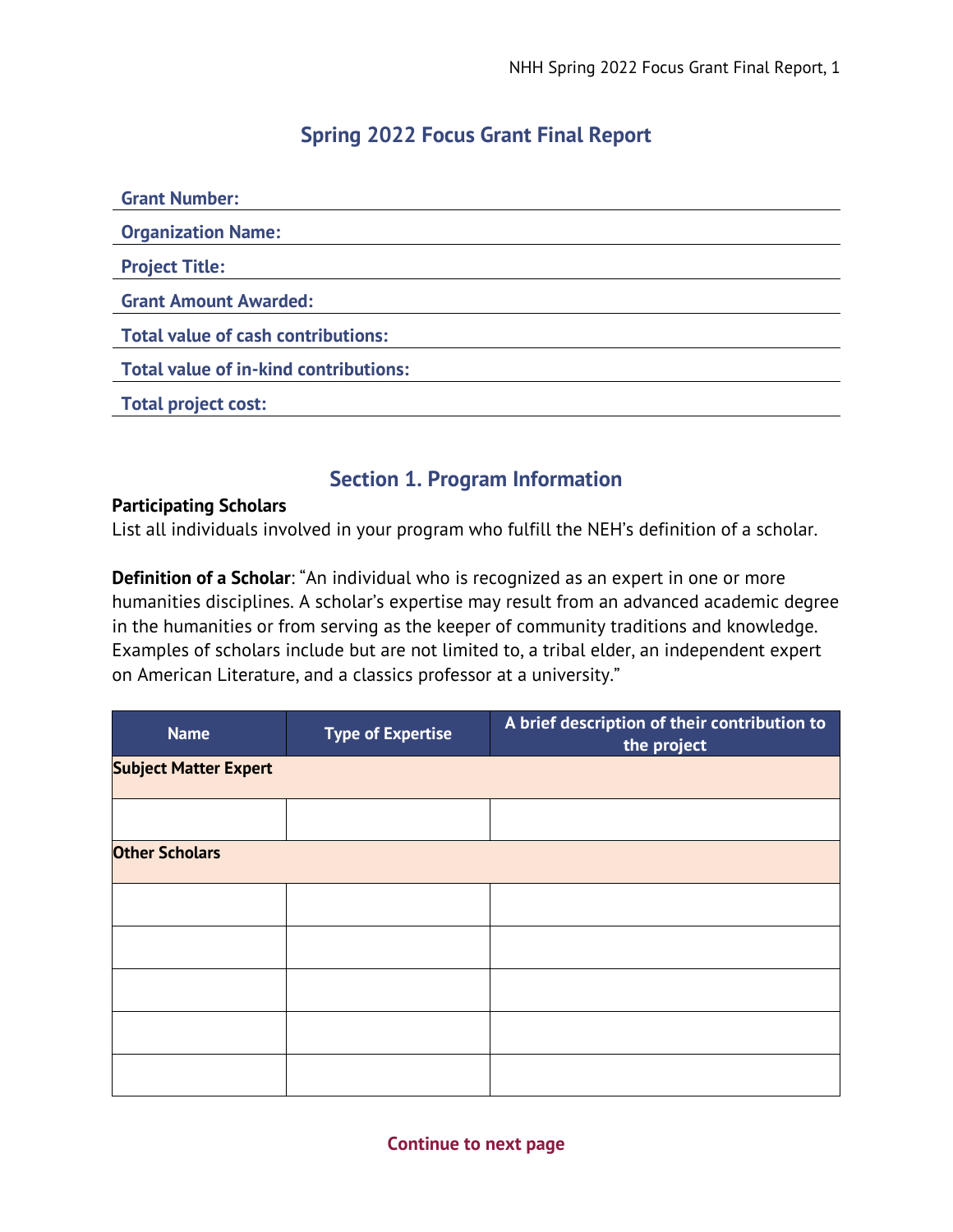# Spring 2022 Focus Grant Final Report

**Grant Number:**

**Organization Name:**

**Project Title:**

**Grant Amount Awarded:**

**Total value of cash contributions:**

**Total value of in-kind contributions:**

**Total project cost:**

## Section 1. Program Information

**Participating Scholars**

List all individuals involved in your program who fulfill the NEH's definition of a scholar.

**Definition of a Scholar**: "An individual who is recognized as an expert in one or more humanities disciplines. A scholar's expertise may result from an advanced academic degree in the humanities or from serving as the keeper of community traditions and knowledge. Examples of scholars include but are not limited to, a tribal elder, an independent expert on American Literature, and a classics professor at a university."

| Name | Type of Expertise | A brief description of their contribution to the project |
|---|---|---|
| **Subject Matter Expert** | | |
| | | |
| **Other Scholars** | | |
| | | |
| | | |
| | | |
| | | |
| | | |

**Continue to next page**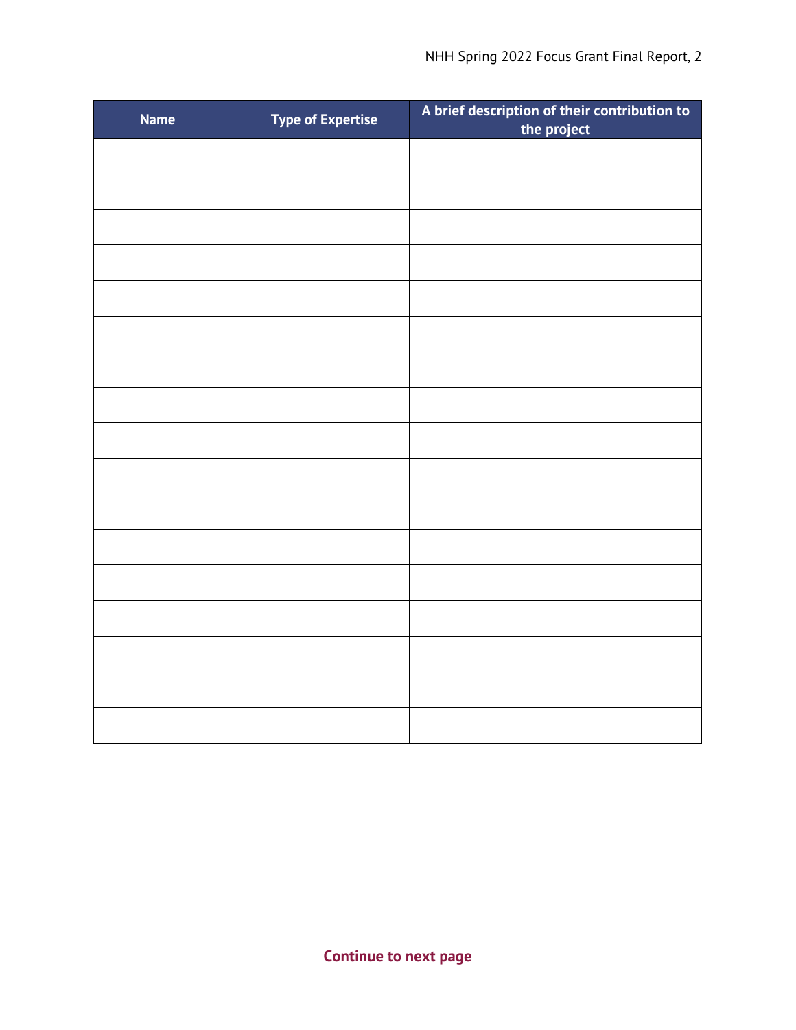| Name | Type of Expertise | A brief description of their contribution to the project |
| --- | --- | --- |
| | | |
| | | |
| | | |
| | | |
| | | |
| | | |
| | | |
| | | |
| | | |
| | | |
| | | |
| | | |
| | | |
| | | |
| | | |
| | | |
| | | |

**Continue to next page**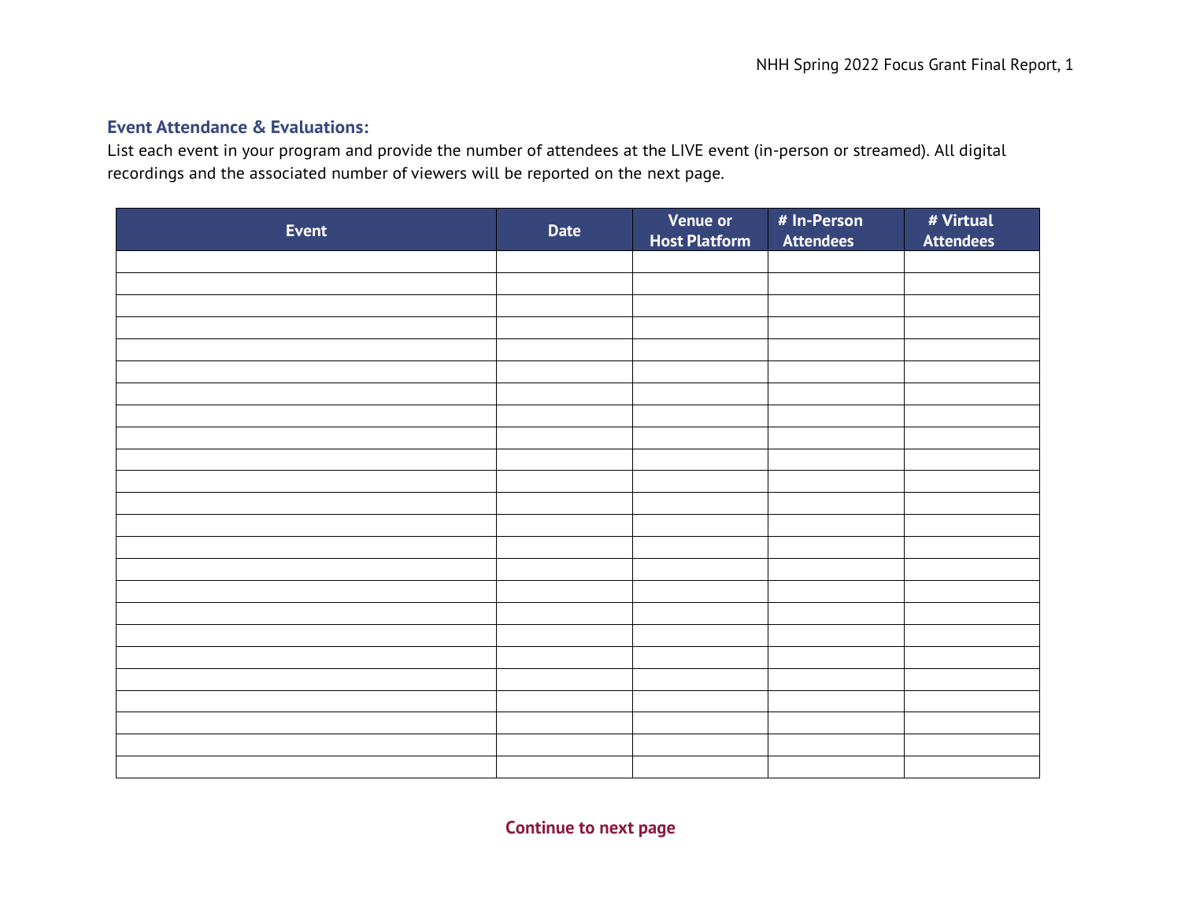### Event Attendance & Evaluations:

List each event in your program and provide the number of attendees at the LIVE event (in-person or streamed). All digital recordings and the associated number of viewers will be reported on the next page.

| Event | Date | Venue or Host Platform | # In-Person Attendees | # Virtual Attendees |
|---|---|---|---|---|
| | | | | |
| | | | | |
| | | | | |
| | | | | |
| | | | | |
| | | | | |
| | | | | |
| | | | | |
| | | | | |
| | | | | |
| | | | | |
| | | | | |
| | | | | |
| | | | | |
| | | | | |
| | | | | |
| | | | | |
| | | | | |
| | | | | |
| | | | | |
| | | | | |
| | | | | |
| | | | | |
| | | | | |

**Continue to next page**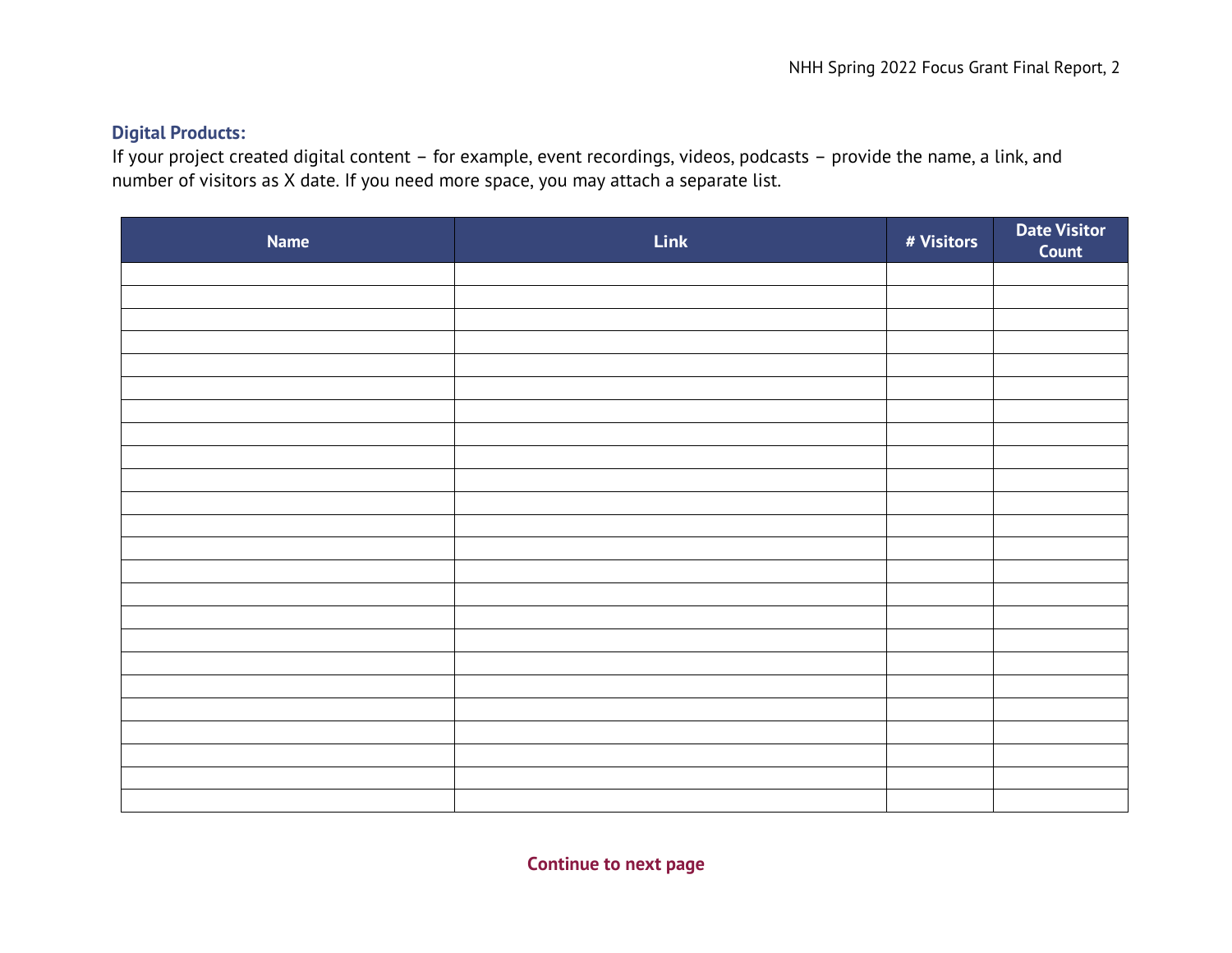### Digital Products:

If your project created digital content – for example, event recordings, videos, podcasts – provide the name, a link, and number of visitors as X date. If you need more space, you may attach a separate list.

| Name | Link | # Visitors | Date Visitor Count |
| --- | --- | --- | --- |
| | | | |
| | | | |
| | | | |
| | | | |
| | | | |
| | | | |
| | | | |
| | | | |
| | | | |
| | | | |
| | | | |
| | | | |
| | | | |
| | | | |
| | | | |
| | | | |
| | | | |
| | | | |
| | | | |
| | | | |
| | | | |
| | | | |
| | | | |
| | | | |
| | | | |
| | | | |

**Continue to next page**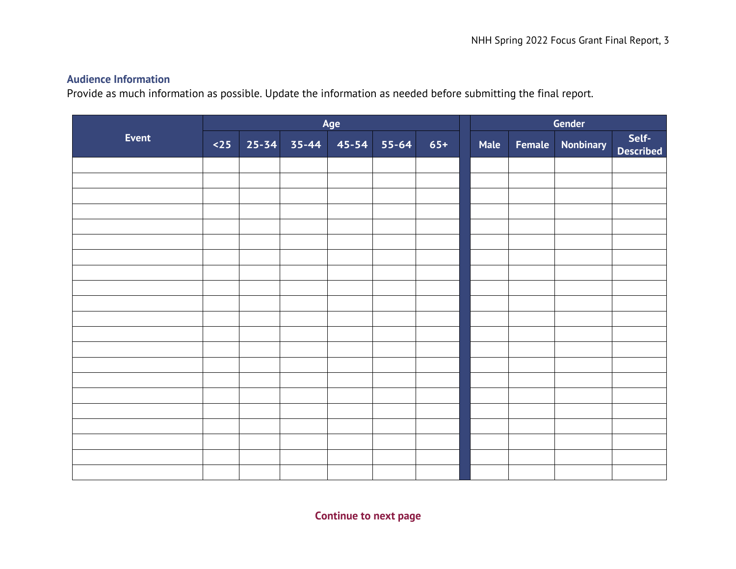**Audience Information**

Provide as much information as possible. Update the information as needed before submitting the final report.

| Event | Age | | | | | | | Gender | | | |
|---|---|---|---|---|---|---|---|---|---|---|---|
| | <25 | 25-34 | 35-44 | 45-54 | 55-64 | 65+ | | Male | Female | Nonbinary | Self-Described |
| | | | | | | | | | | | |
| | | | | | | | | | | | |
| | | | | | | | | | | | |
| | | | | | | | | | | | |
| | | | | | | | | | | | |
| | | | | | | | | | | | |
| | | | | | | | | | | | |
| | | | | | | | | | | | |
| | | | | | | | | | | | |
| | | | | | | | | | | | |
| | | | | | | | | | | | |
| | | | | | | | | | | | |
| | | | | | | | | | | | |
| | | | | | | | | | | | |
| | | | | | | | | | | | |
| | | | | | | | | | | | |
| | | | | | | | | | | | |
| | | | | | | | | | | | |
| | | | | | | | | | | | |
| | | | | | | | | | | | |
| | | | | | | | | | | | |

**Continue to next page**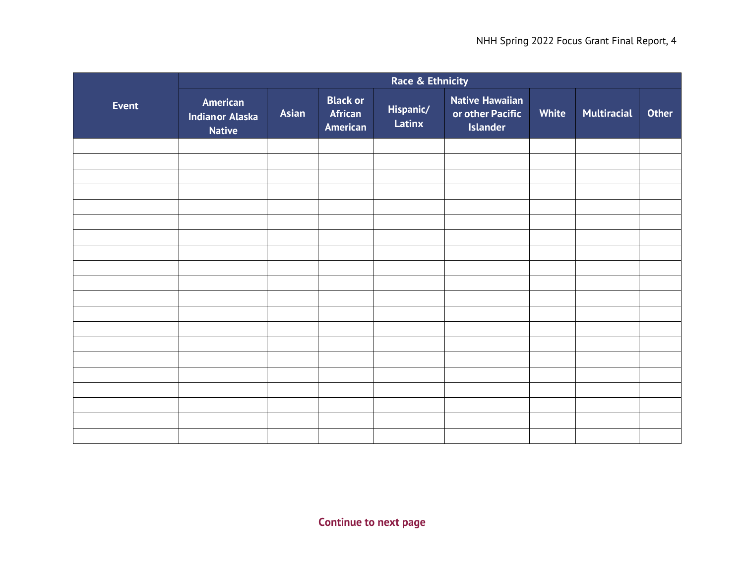| Event | Race & Ethnicity | | | | | | | |
|---|---|---|---|---|---|---|---|---|
| | American Indianor Alaska Native | Asian | Black or African American | Hispanic/ Latinx | Native Hawaiian or other Pacific Islander | White | Multiracial | Other |
| | | | | | | | | |
| | | | | | | | | |
| | | | | | | | | |
| | | | | | | | | |
| | | | | | | | | |
| | | | | | | | | |
| | | | | | | | | |
| | | | | | | | | |
| | | | | | | | | |
| | | | | | | | | |
| | | | | | | | | |
| | | | | | | | | |
| | | | | | | | | |
| | | | | | | | | |
| | | | | | | | | |
| | | | | | | | | |
| | | | | | | | | |
| | | | | | | | | |
| | | | | | | | | |
| | | | | | | | | |

**Continue to next page**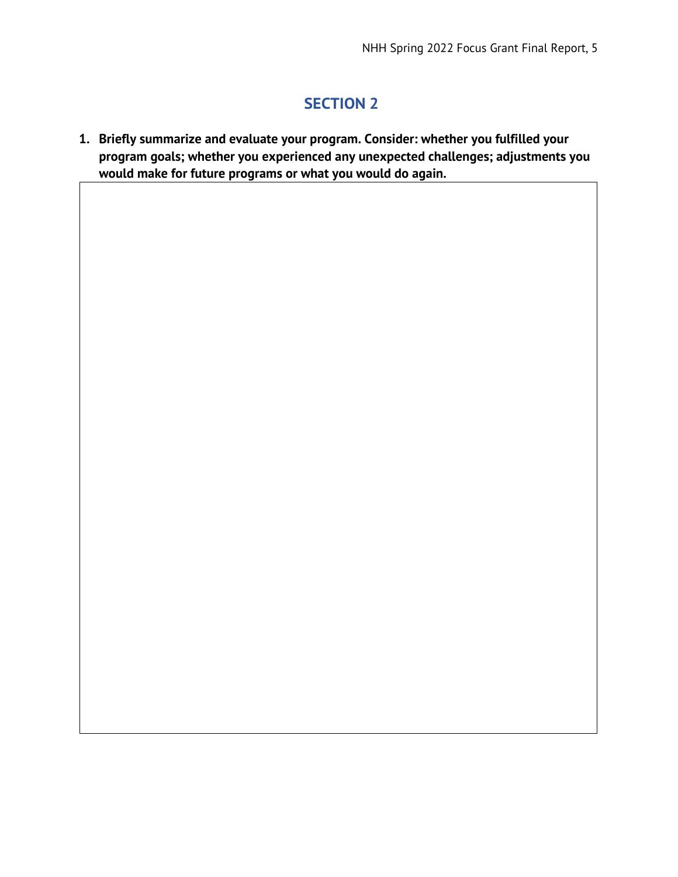## SECTION 2

1. **Briefly summarize and evaluate your program. Consider: whether you fulfilled your program goals; whether you experienced any unexpected challenges; adjustments you would make for future programs or what you would do again.**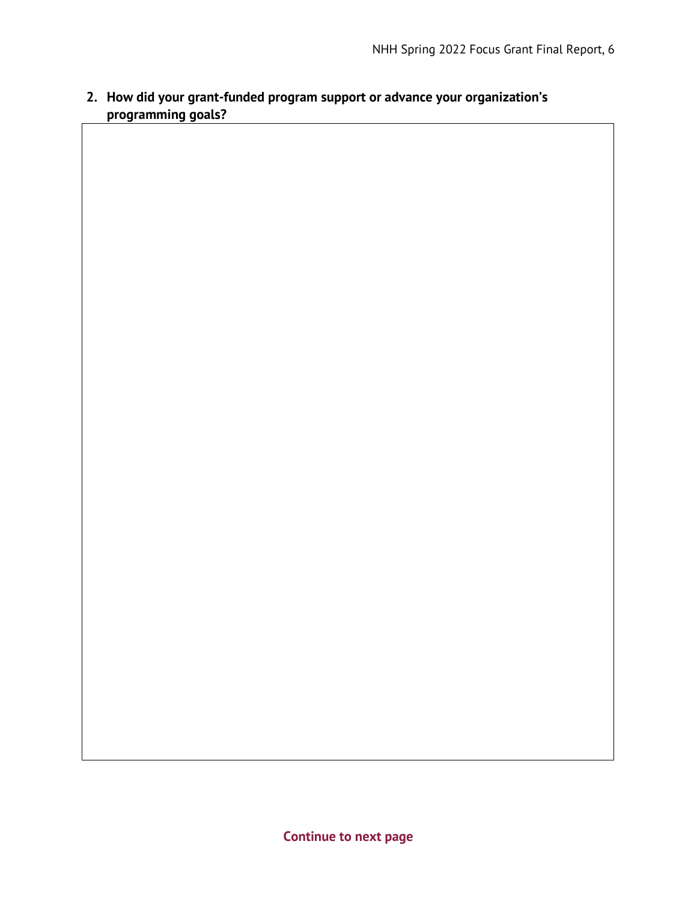2. **How did your grant-funded program support or advance your organization's programming goals?**

|   |
|---|
|   |

**Continue to next page**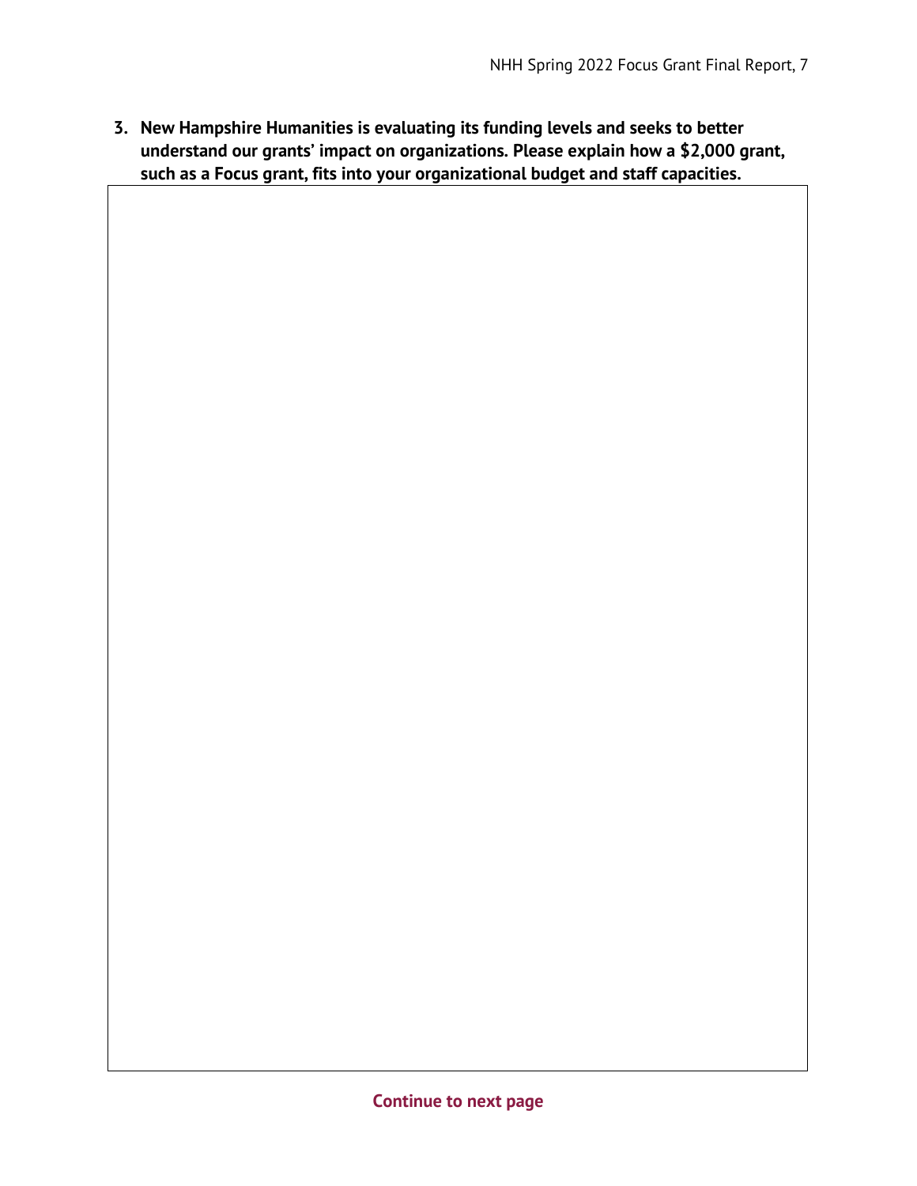3. **New Hampshire Humanities is evaluating its funding levels and seeks to better understand our grants' impact on organizations. Please explain how a $2,000 grant, such as a Focus grant, fits into your organizational budget and staff capacities.**

**Continue to next page**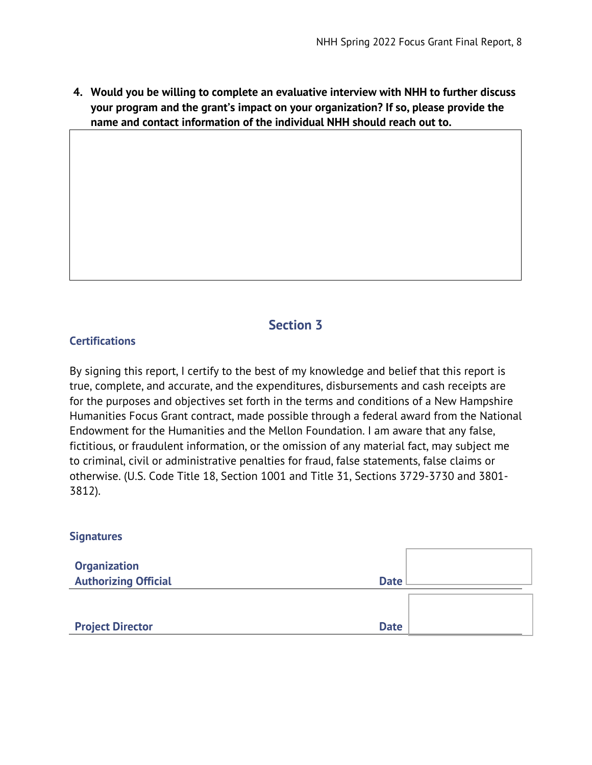**4. Would you be willing to complete an evaluative interview with NHH to further discuss your program and the grant's impact on your organization? If so, please provide the name and contact information of the individual NHH should reach out to.**

## Section 3

### Certifications

By signing this report, I certify to the best of my knowledge and belief that this report is true, complete, and accurate, and the expenditures, disbursements and cash receipts are for the purposes and objectives set forth in the terms and conditions of a New Hampshire Humanities Focus Grant contract, made possible through a federal award from the National Endowment for the Humanities and the Mellon Foundation. I am aware that any false, fictitious, or fraudulent information, or the omission of any material fact, may subject me to criminal, civil or administrative penalties for fraud, false statements, false claims or otherwise. (U.S. Code Title 18, Section 1001 and Title 31, Sections 3729-3730 and 3801-3812).

### Signatures

**Organization Authorizing Official** **Date**

**Project Director** **Date**